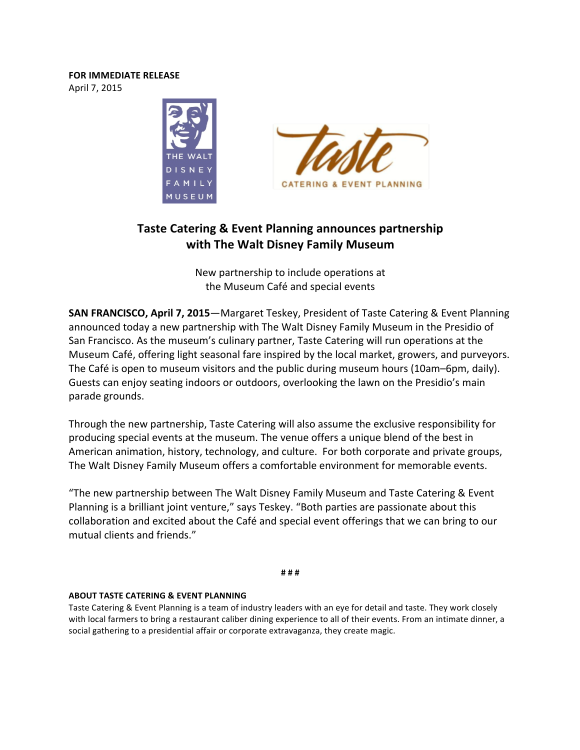**FOR IMMEDIATE RELEASE**
April 7, 2015

# Taste Catering & Event Planning announces partnership with The Walt Disney Family Museum

New partnership to include operations at the Museum Café and special events

**SAN FRANCISCO, April 7, 2015**—Margaret Teskey, President of Taste Catering & Event Planning announced today a new partnership with The Walt Disney Family Museum in the Presidio of San Francisco. As the museum's culinary partner, Taste Catering will run operations at the Museum Café, offering light seasonal fare inspired by the local market, growers, and purveyors. The Café is open to museum visitors and the public during museum hours (10am–6pm, daily). Guests can enjoy seating indoors or outdoors, overlooking the lawn on the Presidio's main parade grounds.

Through the new partnership, Taste Catering will also assume the exclusive responsibility for producing special events at the museum. The venue offers a unique blend of the best in American animation, history, technology, and culture. For both corporate and private groups, The Walt Disney Family Museum offers a comfortable environment for memorable events.

"The new partnership between The Walt Disney Family Museum and Taste Catering & Event Planning is a brilliant joint venture," says Teskey. "Both parties are passionate about this collaboration and excited about the Café and special event offerings that we can bring to our mutual clients and friends."

# # #

**ABOUT TASTE CATERING & EVENT PLANNING**

Taste Catering & Event Planning is a team of industry leaders with an eye for detail and taste. They work closely with local farmers to bring a restaurant caliber dining experience to all of their events. From an intimate dinner, a social gathering to a presidential affair or corporate extravaganza, they create magic.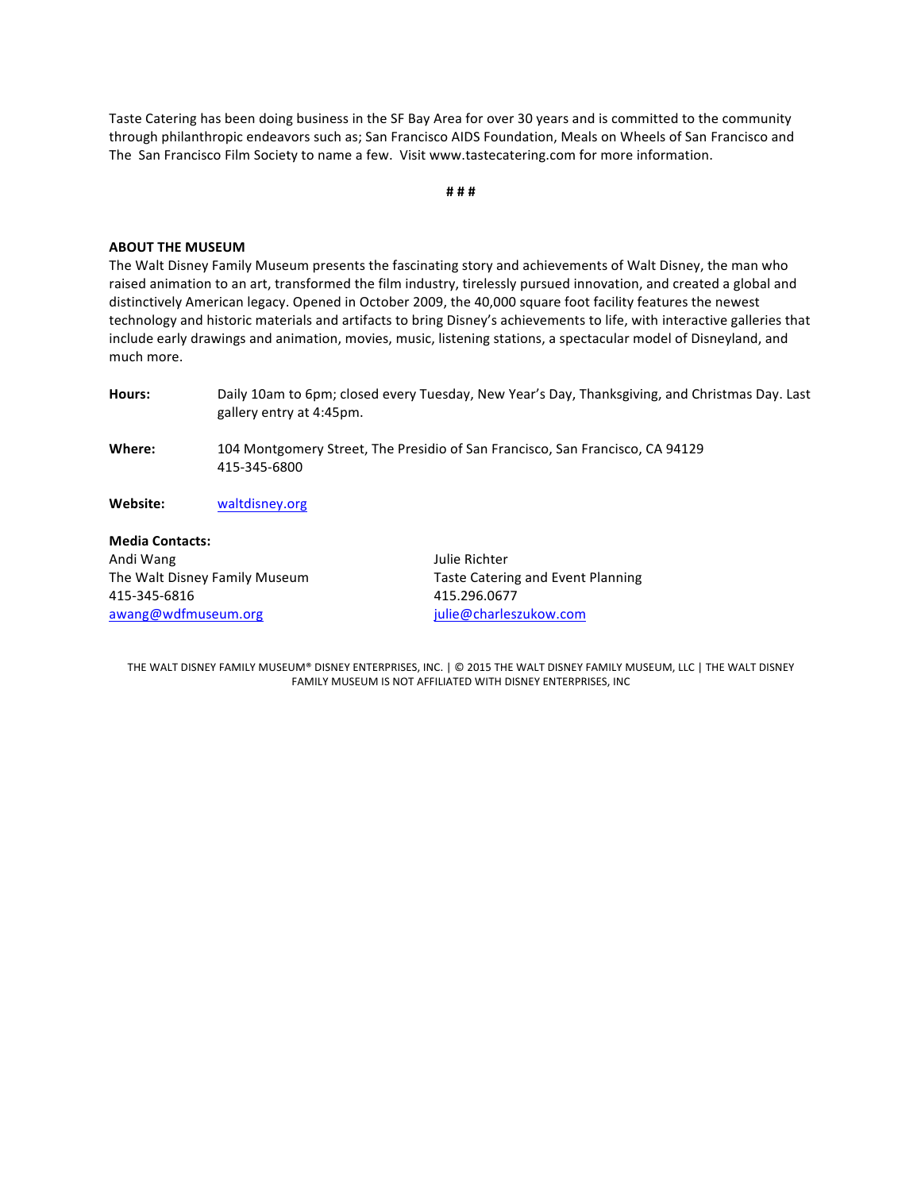Taste Catering has been doing business in the SF Bay Area for over 30 years and is committed to the community through philanthropic endeavors such as; San Francisco AIDS Foundation, Meals on Wheels of San Francisco and The San Francisco Film Society to name a few. Visit www.tastecatering.com for more information.

# # #

**ABOUT THE MUSEUM**

The Walt Disney Family Museum presents the fascinating story and achievements of Walt Disney, the man who raised animation to an art, transformed the film industry, tirelessly pursued innovation, and created a global and distinctively American legacy. Opened in October 2009, the 40,000 square foot facility features the newest technology and historic materials and artifacts to bring Disney's achievements to life, with interactive galleries that include early drawings and animation, movies, music, listening stations, a spectacular model of Disneyland, and much more.

**Hours:** Daily 10am to 6pm; closed every Tuesday, New Year's Day, Thanksgiving, and Christmas Day. Last gallery entry at 4:45pm.

**Where:** 104 Montgomery Street, The Presidio of San Francisco, San Francisco, CA 94129
415-345-6800

**Website:** [waltdisney.org](waltdisney.org)

**Media Contacts:**

Andi Wang
The Walt Disney Family Museum
415-345-6816
[awang@wdfmuseum.org](mailto:awang@wdfmuseum.org)

Julie Richter
Taste Catering and Event Planning
415.296.0677
[julie@charleszukow.com](mailto:julie@charleszukow.com)

THE WALT DISNEY FAMILY MUSEUM® DISNEY ENTERPRISES, INC. | © 2015 THE WALT DISNEY FAMILY MUSEUM, LLC | THE WALT DISNEY FAMILY MUSEUM IS NOT AFFILIATED WITH DISNEY ENTERPRISES, INC